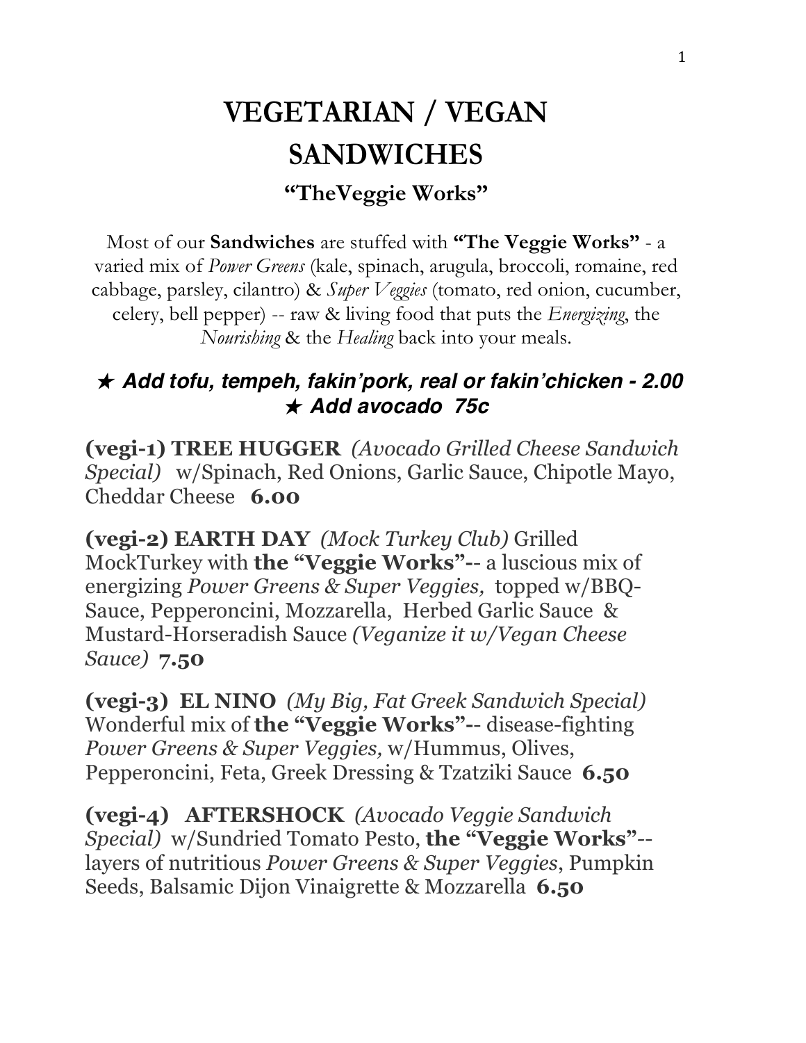# VEGETARIAN / VEGAN SANDWICHES

### "TheVeggie Works"

Most of our **Sandwiches** are stuffed with **"The Veggie Works"** - a varied mix of *Power Greens* (kale, spinach, arugula, broccoli, romaine, red cabbage, parsley, cilantro) & *Super Veggies* (tomato, red onion, cucumber, celery, bell pepper) -- raw & living food that puts the *Energizing*, the *Nourishing* & the *Healing* back into your meals.

***★ Add tofu, tempeh, fakin'pork, real or fakin'chicken - 2.00***
***★ Add avocado 75c***

**(vegi-1) TREE HUGGER** *(Avocado Grilled Cheese Sandwich Special)* w/Spinach, Red Onions, Garlic Sauce, Chipotle Mayo, Cheddar Cheese **6.00**

**(vegi-2) EARTH DAY** *(Mock Turkey Club)* Grilled MockTurkey with **the "Veggie Works"**-- a luscious mix of energizing *Power Greens & Super Veggies,* topped w/BBQ-Sauce, Pepperoncini, Mozzarella, Herbed Garlic Sauce & Mustard-Horseradish Sauce *(Veganize it w/Vegan Cheese Sauce)* **7.50**

**(vegi-3) EL NINO** *(My Big, Fat Greek Sandwich Special)* Wonderful mix of **the "Veggie Works"**-- disease-fighting *Power Greens & Super Veggies,* w/Hummus, Olives, Pepperoncini, Feta, Greek Dressing & Tzatziki Sauce **6.50**

**(vegi-4) AFTERSHOCK** *(Avocado Veggie Sandwich Special)* w/Sundried Tomato Pesto, **the "Veggie Works"**-- layers of nutritious *Power Greens & Super Veggies*, Pumpkin Seeds, Balsamic Dijon Vinaigrette & Mozzarella **6.50**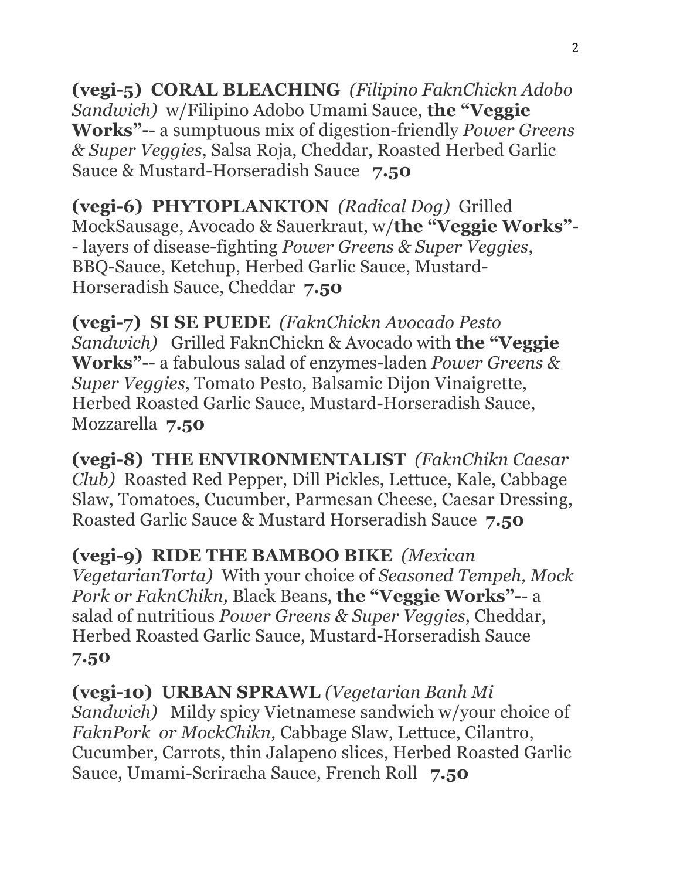**(vegi-5) CORAL BLEACHING** *(Filipino FaknChickn Adobo Sandwich)* w/Filipino Adobo Umami Sauce, **the "Veggie Works"**-- a sumptuous mix of digestion-friendly *Power Greens & Super Veggies*, Salsa Roja, Cheddar, Roasted Herbed Garlic Sauce & Mustard-Horseradish Sauce **7.50**

**(vegi-6) PHYTOPLANKTON** *(Radical Dog)* Grilled MockSausage, Avocado & Sauerkraut, w/**the "Veggie Works"**-- layers of disease-fighting *Power Greens & Super Veggies*, BBQ-Sauce, Ketchup, Herbed Garlic Sauce, Mustard-Horseradish Sauce, Cheddar **7.50**

**(vegi-7) SI SE PUEDE** *(FaknChickn Avocado Pesto Sandwich)* Grilled FaknChickn & Avocado with **the "Veggie Works"**-- a fabulous salad of enzymes-laden *Power Greens & Super Veggies*, Tomato Pesto, Balsamic Dijon Vinaigrette, Herbed Roasted Garlic Sauce, Mustard-Horseradish Sauce, Mozzarella **7.50**

**(vegi-8) THE ENVIRONMENTALIST** *(FaknChikn Caesar Club)* Roasted Red Pepper, Dill Pickles, Lettuce, Kale, Cabbage Slaw, Tomatoes, Cucumber, Parmesan Cheese, Caesar Dressing, Roasted Garlic Sauce & Mustard Horseradish Sauce **7.50**

**(vegi-9) RIDE THE BAMBOO BIKE** *(Mexican VegetarianTorta)* With your choice of *Seasoned Tempeh, Mock Pork or FaknChikn,* Black Beans, **the "Veggie Works"**-- a salad of nutritious *Power Greens & Super Veggies*, Cheddar, Herbed Roasted Garlic Sauce, Mustard-Horseradish Sauce **7.50**

**(vegi-10) URBAN SPRAWL** *(Vegetarian Banh Mi Sandwich)* Mildy spicy Vietnamese sandwich w/your choice of *FaknPork or MockChikn,* Cabbage Slaw, Lettuce, Cilantro, Cucumber, Carrots, thin Jalapeno slices, Herbed Roasted Garlic Sauce, Umami-Scriracha Sauce, French Roll **7.50**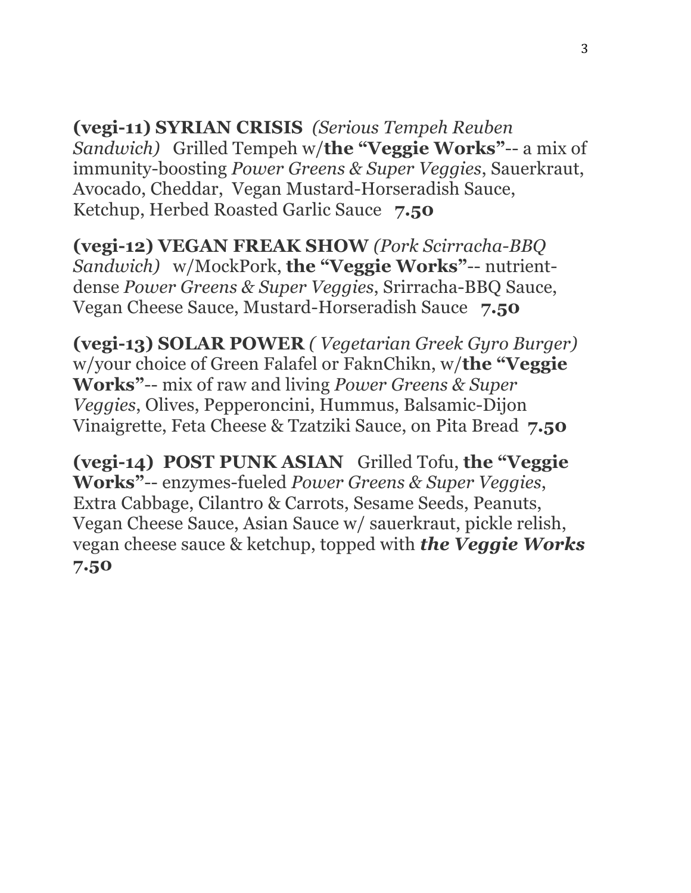**(vegi-11) SYRIAN CRISIS** *(Serious Tempeh Reuben Sandwich)* Grilled Tempeh w/**the "Veggie Works"**-- a mix of immunity-boosting *Power Greens & Super Veggies*, Sauerkraut, Avocado, Cheddar, Vegan Mustard-Horseradish Sauce, Ketchup, Herbed Roasted Garlic Sauce **7.50**

**(vegi-12) VEGAN FREAK SHOW** *(Pork Scirracha-BBQ Sandwich)* w/MockPork, **the "Veggie Works"**-- nutrient-dense *Power Greens & Super Veggies*, Srirracha-BBQ Sauce, Vegan Cheese Sauce, Mustard-Horseradish Sauce **7.50**

**(vegi-13) SOLAR POWER** *( Vegetarian Greek Gyro Burger)* w/your choice of Green Falafel or FaknChikn, w/**the "Veggie Works"**-- mix of raw and living *Power Greens & Super Veggies*, Olives, Pepperoncini, Hummus, Balsamic-Dijon Vinaigrette, Feta Cheese & Tzatziki Sauce, on Pita Bread **7.50**

**(vegi-14) POST PUNK ASIAN** Grilled Tofu, **the "Veggie Works"**-- enzymes-fueled *Power Greens & Super Veggies*, Extra Cabbage, Cilantro & Carrots, Sesame Seeds, Peanuts, Vegan Cheese Sauce, Asian Sauce w/ sauerkraut, pickle relish, vegan cheese sauce & ketchup, topped with ***the Veggie Works*** **7.50**